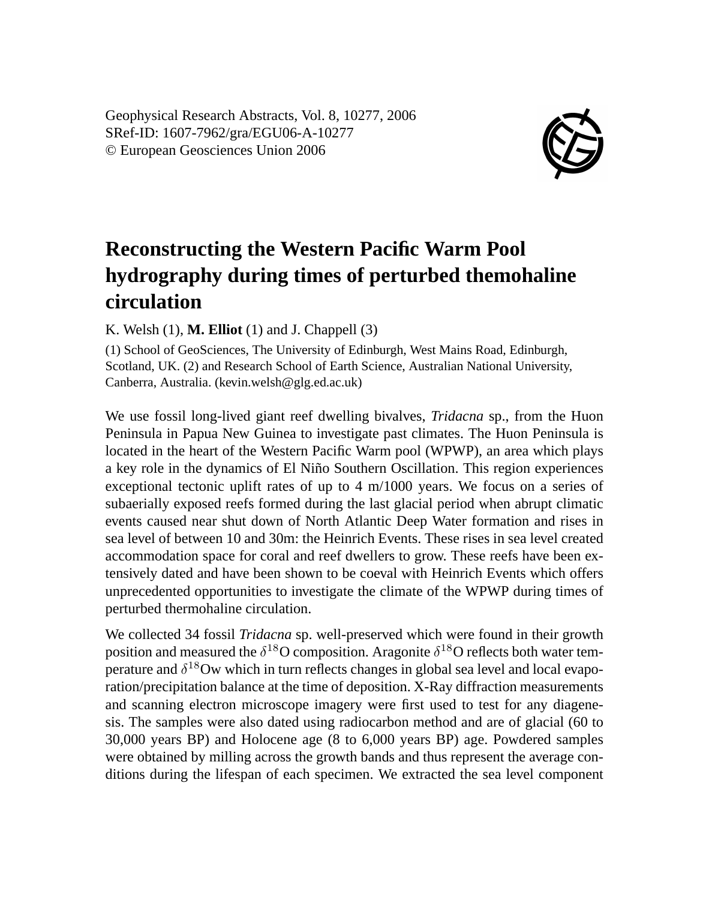Geophysical Research Abstracts, Vol. 8, 10277, 2006
SRef-ID: 1607-7962/gra/EGU06-A-10277
© European Geosciences Union 2006

# Reconstructing the Western Pacific Warm Pool hydrography during times of perturbed themohaline circulation

K. Welsh (1), **M. Elliot** (1) and J. Chappell (3)

(1) School of GeoSciences, The University of Edinburgh, West Mains Road, Edinburgh, Scotland, UK. (2) and Research School of Earth Science, Australian National University, Canberra, Australia. (kevin.welsh@glg.ed.ac.uk)

We use fossil long-lived giant reef dwelling bivalves, *Tridacna* sp., from the Huon Peninsula in Papua New Guinea to investigate past climates. The Huon Peninsula is located in the heart of the Western Pacific Warm pool (WPWP), an area which plays a key role in the dynamics of El Niño Southern Oscillation. This region experiences exceptional tectonic uplift rates of up to 4 m/1000 years. We focus on a series of subaerially exposed reefs formed during the last glacial period when abrupt climatic events caused near shut down of North Atlantic Deep Water formation and rises in sea level of between 10 and 30m: the Heinrich Events. These rises in sea level created accommodation space for coral and reef dwellers to grow. These reefs have been extensively dated and have been shown to be coeval with Heinrich Events which offers unprecedented opportunities to investigate the climate of the WPWP during times of perturbed thermohaline circulation.

We collected 34 fossil *Tridacna* sp. well-preserved which were found in their growth position and measured the $\delta^{18}$O composition. Aragonite $\delta^{18}$O reflects both water temperature and $\delta^{18}$Ow which in turn reflects changes in global sea level and local evaporation/precipitation balance at the time of deposition. X-Ray diffraction measurements and scanning electron microscope imagery were first used to test for any diagenesis. The samples were also dated using radiocarbon method and are of glacial (60 to 30,000 years BP) and Holocene age (8 to 6,000 years BP) age. Powdered samples were obtained by milling across the growth bands and thus represent the average conditions during the lifespan of each specimen. We extracted the sea level component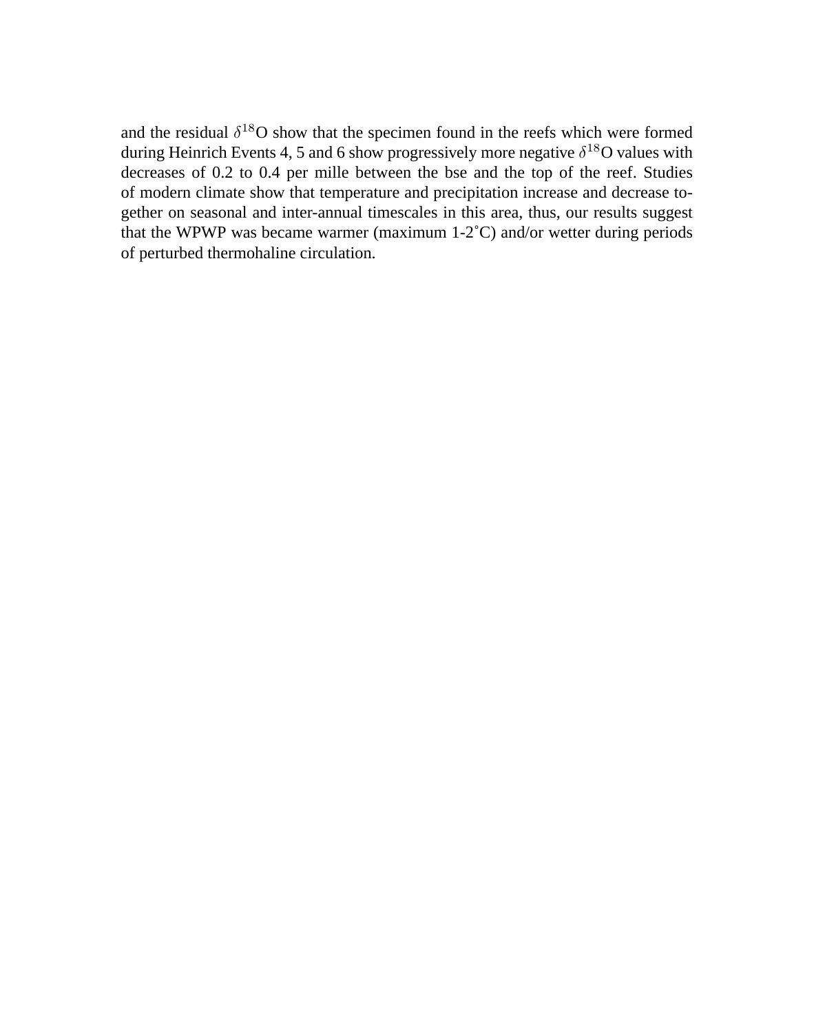and the residual $\delta^{18}$O show that the specimen found in the reefs which were formed during Heinrich Events 4, 5 and 6 show progressively more negative $\delta^{18}$O values with decreases of 0.2 to 0.4 per mille between the bse and the top of the reef. Studies of modern climate show that temperature and precipitation increase and decrease together on seasonal and inter-annual timescales in this area, thus, our results suggest that the WPWP was became warmer (maximum 1-2˚C) and/or wetter during periods of perturbed thermohaline circulation.